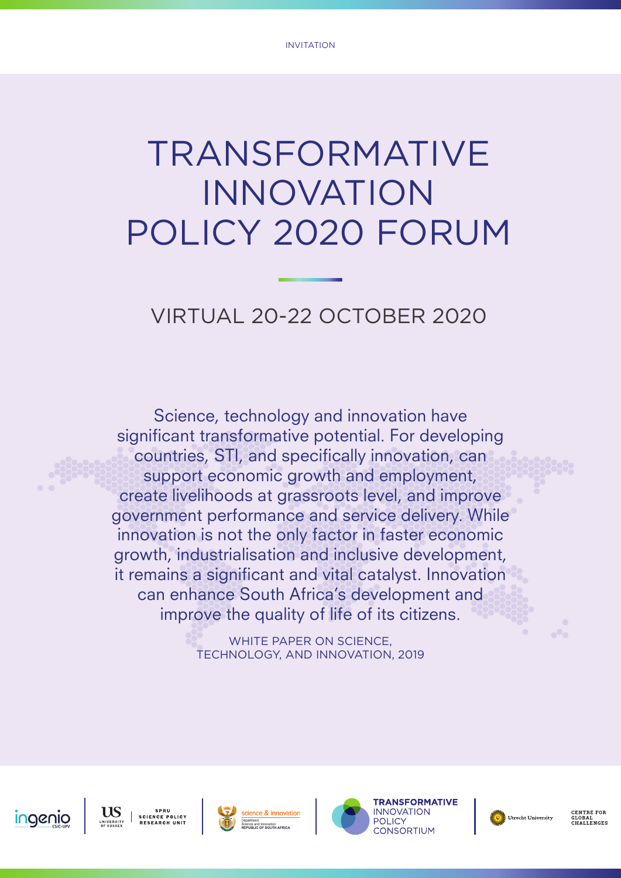INVITATION

# TRANSFORMATIVE INNOVATION POLICY 2020 FORUM

## VIRTUAL 20-22 OCTOBER 2020

Science, technology and innovation have significant transformative potential. For developing countries, STI, and specifically innovation, can support economic growth and employment, create livelihoods at grassroots level, and improve government performance and service delivery. While innovation is not the only factor in faster economic growth, industrialisation and inclusive development, it remains a significant and vital catalyst. Innovation can enhance South Africa's development and improve the quality of life of its citizens.

WHITE PAPER ON SCIENCE, TECHNOLOGY, AND INNOVATION, 2019

ingenio CSIC-UPV | US UNIVERSITY OF SUSSEX | SPRU SCIENCE POLICY RESEARCH UNIT | science & innovation Department: Science and Innovation REPUBLIC OF SOUTH AFRICA | TRANSFORMATIVE INNOVATION POLICY CONSORTIUM | Utrecht University | CENTRE FOR GLOBAL CHALLENGES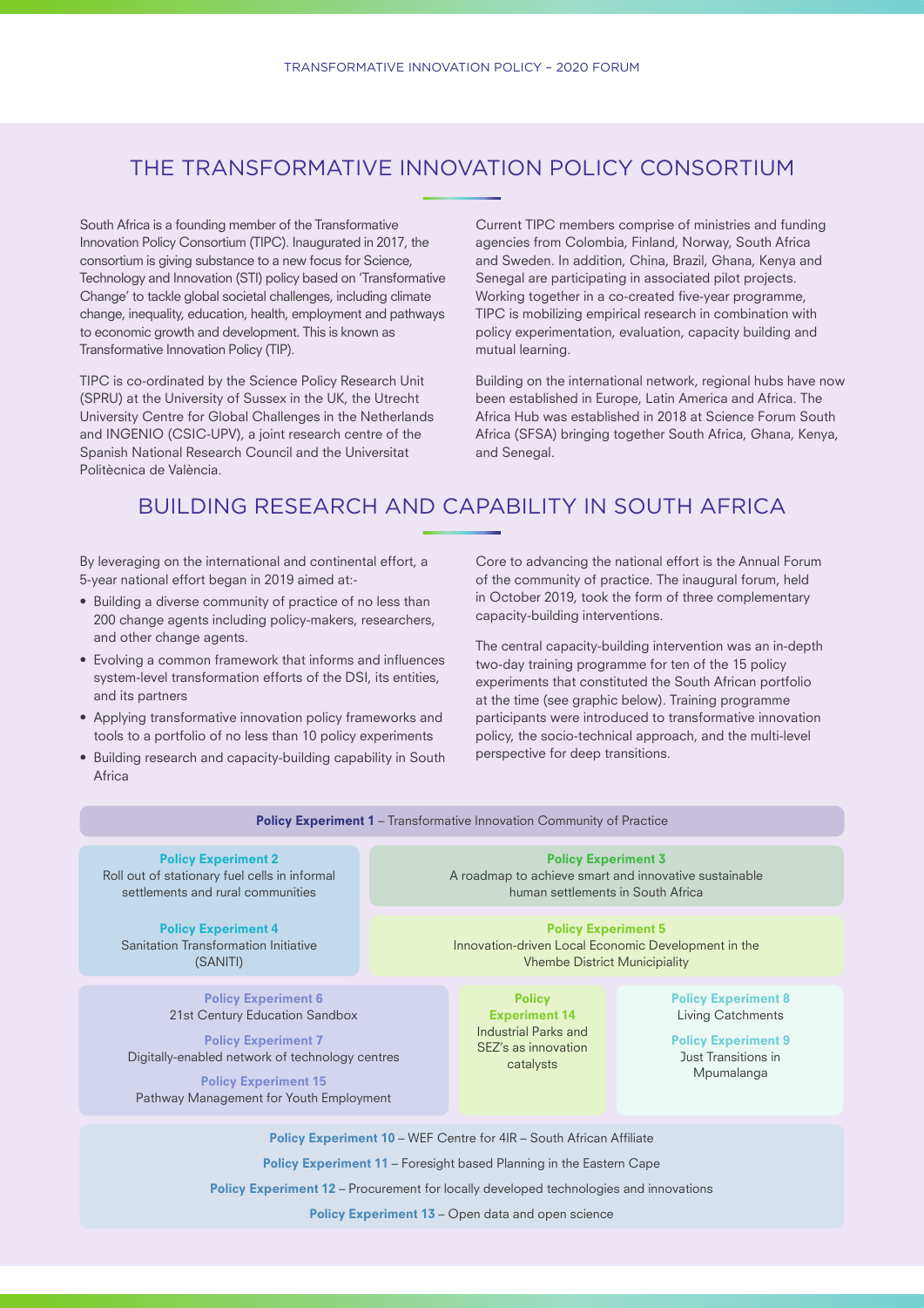## THE TRANSFORMATIVE INNOVATION POLICY CONSORTIUM

South Africa is a founding member of the Transformative Innovation Policy Consortium (TIPC). Inaugurated in 2017, the consortium is giving substance to a new focus for Science, Technology and Innovation (STI) policy based on 'Transformative Change' to tackle global societal challenges, including climate change, inequality, education, health, employment and pathways to economic growth and development. This is known as Transformative Innovation Policy (TIP).

TIPC is co-ordinated by the Science Policy Research Unit (SPRU) at the University of Sussex in the UK, the Utrecht University Centre for Global Challenges in the Netherlands and INGENIO (CSIC-UPV), a joint research centre of the Spanish National Research Council and the Universitat Politècnica de València.

Current TIPC members comprise of ministries and funding agencies from Colombia, Finland, Norway, South Africa and Sweden. In addition, China, Brazil, Ghana, Kenya and Senegal are participating in associated pilot projects. Working together in a co-created five-year programme, TIPC is mobilizing empirical research in combination with policy experimentation, evaluation, capacity building and mutual learning.

Building on the international network, regional hubs have now been established in Europe, Latin America and Africa. The Africa Hub was established in 2018 at Science Forum South Africa (SFSA) bringing together South Africa, Ghana, Kenya, and Senegal.

## BUILDING RESEARCH AND CAPABILITY IN SOUTH AFRICA

By leveraging on the international and continental effort, a 5-year national effort began in 2019 aimed at:-

- Building a diverse community of practice of no less than 200 change agents including policy-makers, researchers, and other change agents.
- Evolving a common framework that informs and influences system-level transformation efforts of the DSI, its entities, and its partners
- Applying transformative innovation policy frameworks and tools to a portfolio of no less than 10 policy experiments
- Building research and capacity-building capability in South Africa

Core to advancing the national effort is the Annual Forum of the community of practice. The inaugural forum, held in October 2019, took the form of three complementary capacity-building interventions.

The central capacity-building intervention was an in-depth two-day training programme for ten of the 15 policy experiments that constituted the South African portfolio at the time (see graphic below). Training programme participants were introduced to transformative innovation policy, the socio-technical approach, and the multi-level perspective for deep transitions.

**Policy Experiment 1** – Transformative Innovation Community of Practice

**Policy Experiment 2**
Roll out of stationary fuel cells in informal settlements and rural communities

**Policy Experiment 3**
A roadmap to achieve smart and innovative sustainable human settlements in South Africa

**Policy Experiment 4**
Sanitation Transformation Initiative (SANITI)

**Policy Experiment 5**
Innovation-driven Local Economic Development in the Vhembe District Municipiality

**Policy Experiment 6**
21st Century Education Sandbox

**Policy Experiment 7**
Digitally-enabled network of technology centres

**Policy Experiment 15**
Pathway Management for Youth Employment

**Policy Experiment 14**
Industrial Parks and SEZ's as innovation catalysts

**Policy Experiment 8**
Living Catchments

**Policy Experiment 9**
Just Transitions in Mpumalanga

**Policy Experiment 10** – WEF Centre for 4IR – South African Affiliate

**Policy Experiment 11** – Foresight based Planning in the Eastern Cape

**Policy Experiment 12** – Procurement for locally developed technologies and innovations

**Policy Experiment 13** – Open data and open science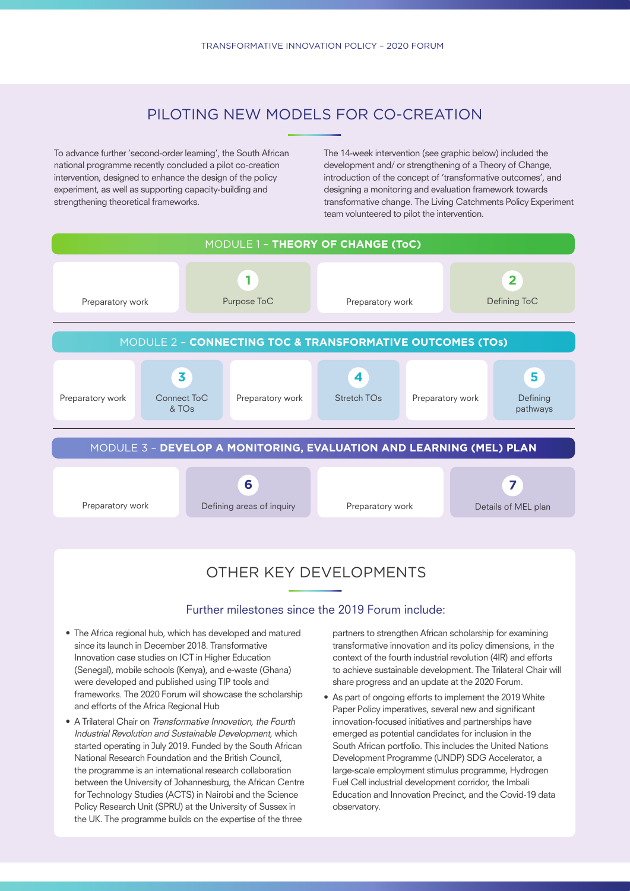## PILOTING NEW MODELS FOR CO-CREATION

To advance further 'second-order learning', the South African national programme recently concluded a pilot co-creation intervention, designed to enhance the design of the policy experiment, as well as supporting capacity-building and strengthening theoretical frameworks.

The 14-week intervention (see graphic below) included the development and/ or strengthening of a Theory of Change, introduction of the concept of 'transformative outcomes', and designing a monitoring and evaluation framework towards transformative change. The Living Catchments Policy Experiment team volunteered to pilot the intervention.

### MODULE 1 – **THEORY OF CHANGE (ToC)**

| Preparatory work | **1** Purpose ToC | Preparatory work | **2** Defining ToC |
|---|---|---|---|

### MODULE 2 – **CONNECTING TOC & TRANSFORMATIVE OUTCOMES (TOs)**

| Preparatory work | **3** Connect ToC & TOs | Preparatory work | **4** Stretch TOs | Preparatory work | **5** Defining pathways |
|---|---|---|---|---|---|

### MODULE 3 – **DEVELOP A MONITORING, EVALUATION AND LEARNING (MEL) PLAN**

| Preparatory work | **6** Defining areas of inquiry | Preparatory work | **7** Details of MEL plan |
|---|---|---|---|

## OTHER KEY DEVELOPMENTS

### Further milestones since the 2019 Forum include:

- The Africa regional hub, which has developed and matured since its launch in December 2018. Transformative Innovation case studies on ICT in Higher Education (Senegal), mobile schools (Kenya), and e-waste (Ghana) were developed and published using TIP tools and frameworks. The 2020 Forum will showcase the scholarship and efforts of the Africa Regional Hub
- A Trilateral Chair on *Transformative Innovation, the Fourth Industrial Revolution and Sustainable Development*, which started operating in July 2019. Funded by the South African National Research Foundation and the British Council, the programme is an international research collaboration between the University of Johannesburg, the African Centre for Technology Studies (ACTS) in Nairobi and the Science Policy Research Unit (SPRU) at the University of Sussex in the UK. The programme builds on the expertise of the three partners to strengthen African scholarship for examining transformative innovation and its policy dimensions, in the context of the fourth industrial revolution (4IR) and efforts to achieve sustainable development. The Trilateral Chair will share progress and an update at the 2020 Forum.
- As part of ongoing efforts to implement the 2019 White Paper Policy imperatives, several new and significant innovation-focused initiatives and partnerships have emerged as potential candidates for inclusion in the South African portfolio. This includes the United Nations Development Programme (UNDP) SDG Accelerator, a large-scale employment stimulus programme, Hydrogen Fuel Cell industrial development corridor, the Imbali Education and Innovation Precinct, and the Covid-19 data observatory.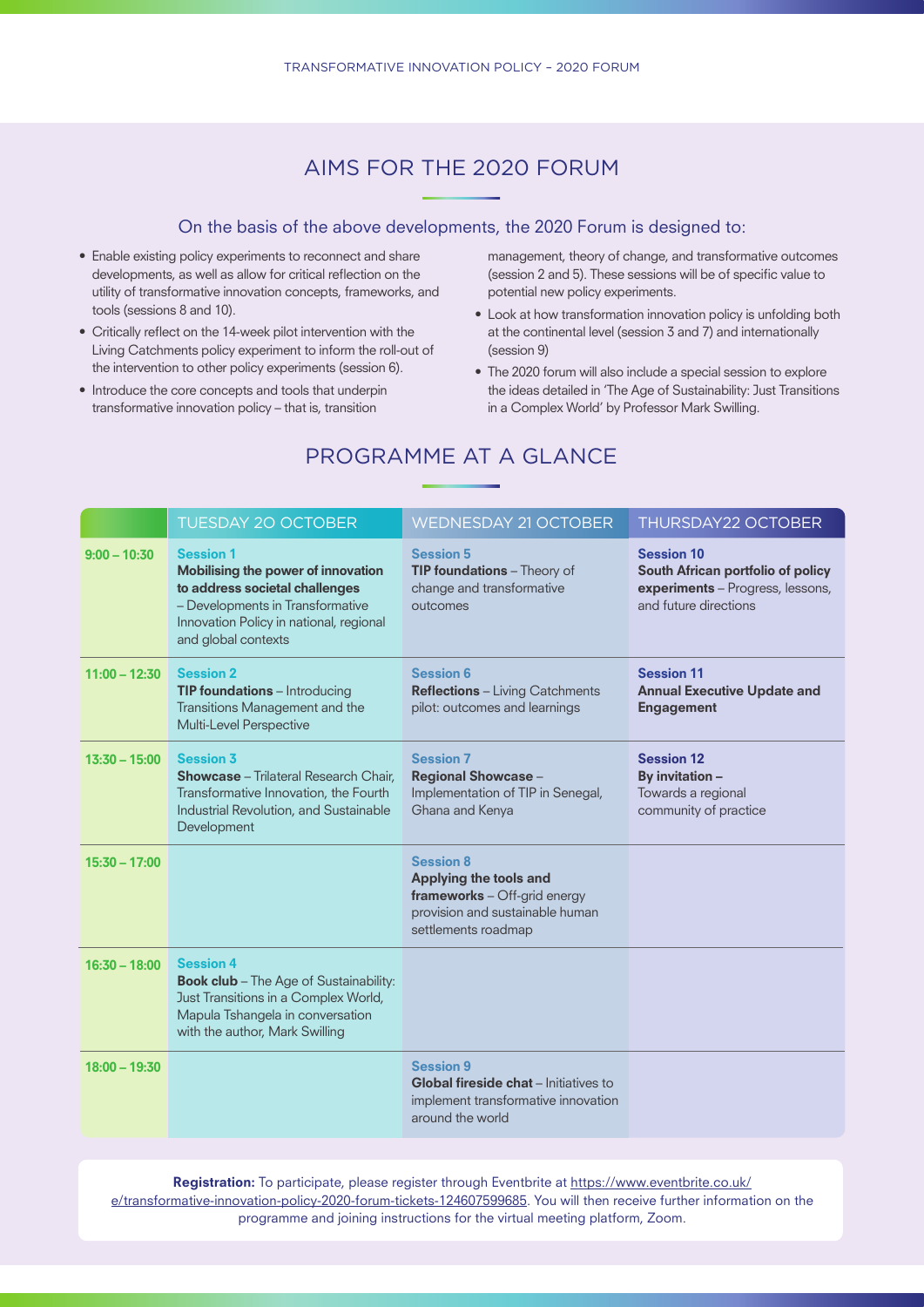## AIMS FOR THE 2020 FORUM

### On the basis of the above developments, the 2020 Forum is designed to:

- Enable existing policy experiments to reconnect and share developments, as well as allow for critical reflection on the utility of transformative innovation concepts, frameworks, and tools (sessions 8 and 10).
- Critically reflect on the 14-week pilot intervention with the Living Catchments policy experiment to inform the roll-out of the intervention to other policy experiments (session 6).
- Introduce the core concepts and tools that underpin transformative innovation policy – that is, transition management, theory of change, and transformative outcomes (session 2 and 5). These sessions will be of specific value to potential new policy experiments.
- Look at how transformation innovation policy is unfolding both at the continental level (session 3 and 7) and internationally (session 9)
- The 2020 forum will also include a special session to explore the ideas detailed in 'The Age of Sustainability: Just Transitions in a Complex World' by Professor Mark Swilling.

## PROGRAMME AT A GLANCE

| | TUESDAY 2O OCTOBER | WEDNESDAY 21 OCTOBER | THURSDAY22 OCTOBER |
|---|---|---|---|
| 9:00 – 10:30 | **Session 1** **Mobilising the power of innovation to address societal challenges** – Developments in Transformative Innovation Policy in national, regional and global contexts | **Session 5** **TIP foundations** – Theory of change and transformative outcomes | **Session 10** **South African portfolio of policy experiments** – Progress, lessons, and future directions |
| 11:00 – 12:30 | **Session 2** **TIP foundations** – Introducing Transitions Management and the Multi-Level Perspective | **Session 6** **Reflections** – Living Catchments pilot: outcomes and learnings | **Session 11** **Annual Executive Update and Engagement** |
| 13:30 – 15:00 | **Session 3** **Showcase** – Trilateral Research Chair, Transformative Innovation, the Fourth Industrial Revolution, and Sustainable Development | **Session 7** **Regional Showcase** – Implementation of TIP in Senegal, Ghana and Kenya | **Session 12** **By invitation** – Towards a regional community of practice |
| 15:30 – 17:00 | | **Session 8** **Applying the tools and frameworks** – Off-grid energy provision and sustainable human settlements roadmap | |
| 16:30 – 18:00 | **Session 4** **Book club** – The Age of Sustainability: Just Transitions in a Complex World, Mapula Tshangela in conversation with the author, Mark Swilling | | |
| 18:00 – 19:30 | | **Session 9** **Global fireside chat** – Initiatives to implement transformative innovation around the world | |

**Registration:** To participate, please register through Eventbrite at https://www.eventbrite.co.uk/e/transformative-innovation-policy-2020-forum-tickets-124607599685. You will then receive further information on the programme and joining instructions for the virtual meeting platform, Zoom.